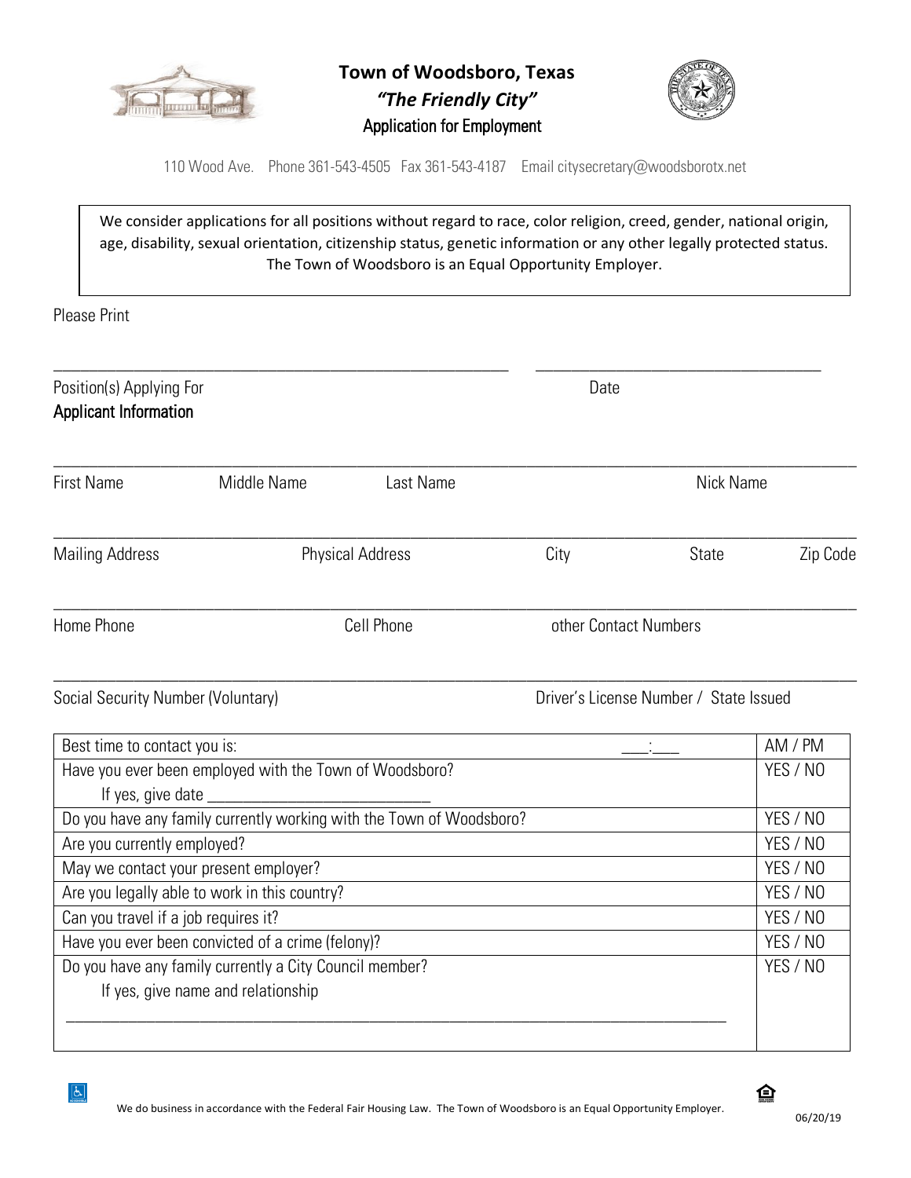# Town of Woodsboro, Texas

***"The Friendly City"***

## Application for Employment

110 Wood Ave. Phone 361-543-4505 Fax 361-543-4187 Email citysecretary@woodsborotx.net

We consider applications for all positions without regard to race, color religion, creed, gender, national origin, age, disability, sexual orientation, citizenship status, genetic information or any other legally protected status. The Town of Woodsboro is an Equal Opportunity Employer.

Please Print

\_\_\_\_\_\_\_\_\_\_\_\_\_\_\_\_\_\_\_\_\_\_\_\_\_\_\_\_\_\_\_\_\_\_\_\_\_\_\_\_\_\_\_\_ \_\_\_\_\_\_\_\_\_\_\_\_\_\_\_\_\_\_\_\_\_\_\_\_\_\_\_\_

Position(s) Applying For Date

**Applicant Information**

\_\_\_\_\_\_\_\_\_\_\_\_\_\_\_\_\_\_\_\_\_\_\_\_\_\_\_\_\_\_\_\_\_\_\_\_\_\_\_\_\_\_\_\_\_\_\_\_\_\_\_\_\_\_\_\_\_\_\_\_\_\_\_\_\_\_\_\_\_\_\_\_

First Name Middle Name Last Name Nick Name

\_\_\_\_\_\_\_\_\_\_\_\_\_\_\_\_\_\_\_\_\_\_\_\_\_\_\_\_\_\_\_\_\_\_\_\_\_\_\_\_\_\_\_\_\_\_\_\_\_\_\_\_\_\_\_\_\_\_\_\_\_\_\_\_\_\_\_\_\_\_\_\_

Mailing Address Physical Address City State Zip Code

\_\_\_\_\_\_\_\_\_\_\_\_\_\_\_\_\_\_\_\_\_\_\_\_\_\_\_\_\_\_\_\_\_\_\_\_\_\_\_\_\_\_\_\_\_\_\_\_\_\_\_\_\_\_\_\_\_\_\_\_\_\_\_\_\_\_\_\_\_\_\_\_

Home Phone Cell Phone other Contact Numbers

\_\_\_\_\_\_\_\_\_\_\_\_\_\_\_\_\_\_\_\_\_\_\_\_\_\_\_\_\_\_\_\_\_\_\_\_\_\_\_\_\_\_\_\_\_\_\_\_\_\_\_\_\_\_\_\_\_\_\_\_\_\_\_\_\_\_\_\_\_\_\_\_

Social Security Number (Voluntary) Driver's License Number / State Issued

| | |
|---|---|
| Best time to contact you is: \_\_\_:\_\_\_ | AM / PM |
| Have you ever been employed with the Town of Woodsboro? If yes, give date \_\_\_\_\_\_\_\_\_\_\_\_\_\_\_\_\_\_\_\_ | YES / NO |
| Do you have any family currently working with the Town of Woodsboro? | YES / NO |
| Are you currently employed? | YES / NO |
| May we contact your present employer? | YES / NO |
| Are you legally able to work in this country? | YES / NO |
| Can you travel if a job requires it? | YES / NO |
| Have you ever been convicted of a crime (felony)? | YES / NO |
| Do you have any family currently a City Council member? If yes, give name and relationship \_\_\_\_\_\_\_\_\_\_\_\_\_\_\_\_\_\_\_\_\_\_\_\_\_\_\_\_\_\_\_\_\_\_\_\_\_\_\_\_ | YES / NO |

We do business in accordance with the Federal Fair Housing Law. The Town of Woodsboro is an Equal Opportunity Employer.

06/20/19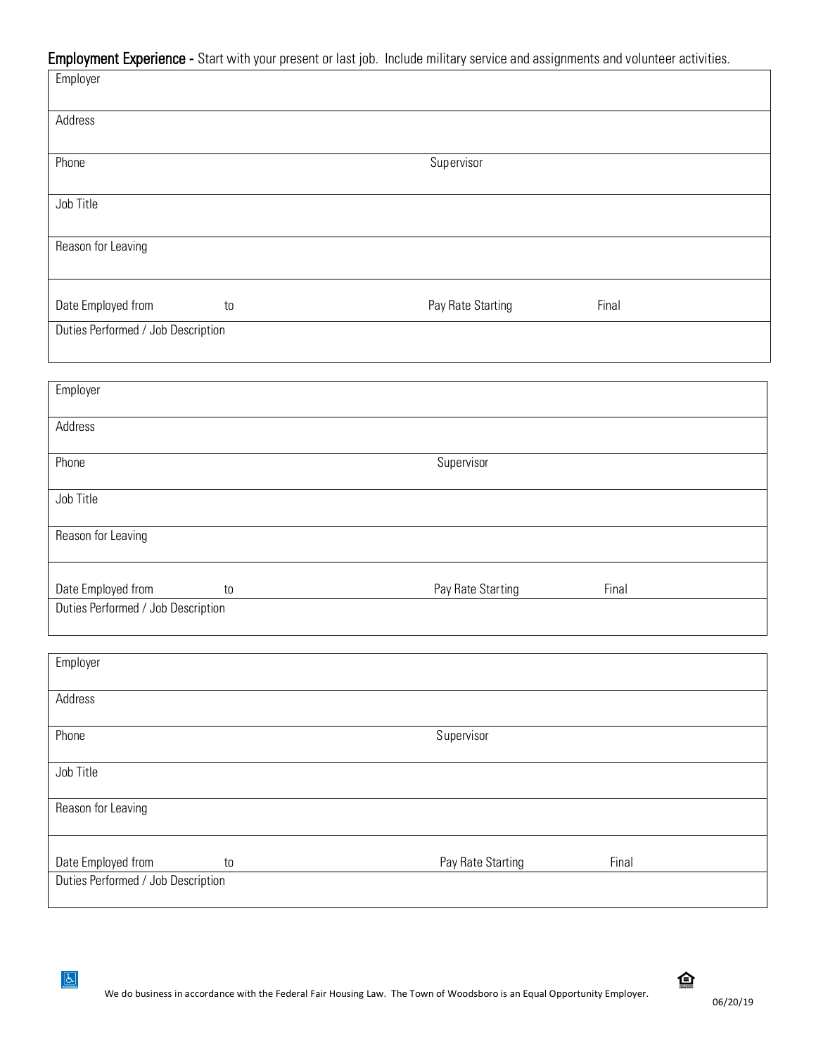**Employment Experience -** Start with your present or last job. Include military service and assignments and volunteer activities.

| | |
|---|---|
| Employer | |
| Address | |
| Phone | Supervisor |
| Job Title | |
| Reason for Leaving | |
| Date Employed from to | Pay Rate Starting Final |
| Duties Performed / Job Description | |

| | |
|---|---|
| Employer | |
| Address | |
| Phone | Supervisor |
| Job Title | |
| Reason for Leaving | |
| Date Employed from to | Pay Rate Starting Final |
| Duties Performed / Job Description | |

| | |
|---|---|
| Employer | |
| Address | |
| Phone | Supervisor |
| Job Title | |
| Reason for Leaving | |
| Date Employed from to | Pay Rate Starting Final |
| Duties Performed / Job Description | |

We do business in accordance with the Federal Fair Housing Law. The Town of Woodsboro is an Equal Opportunity Employer.

06/20/19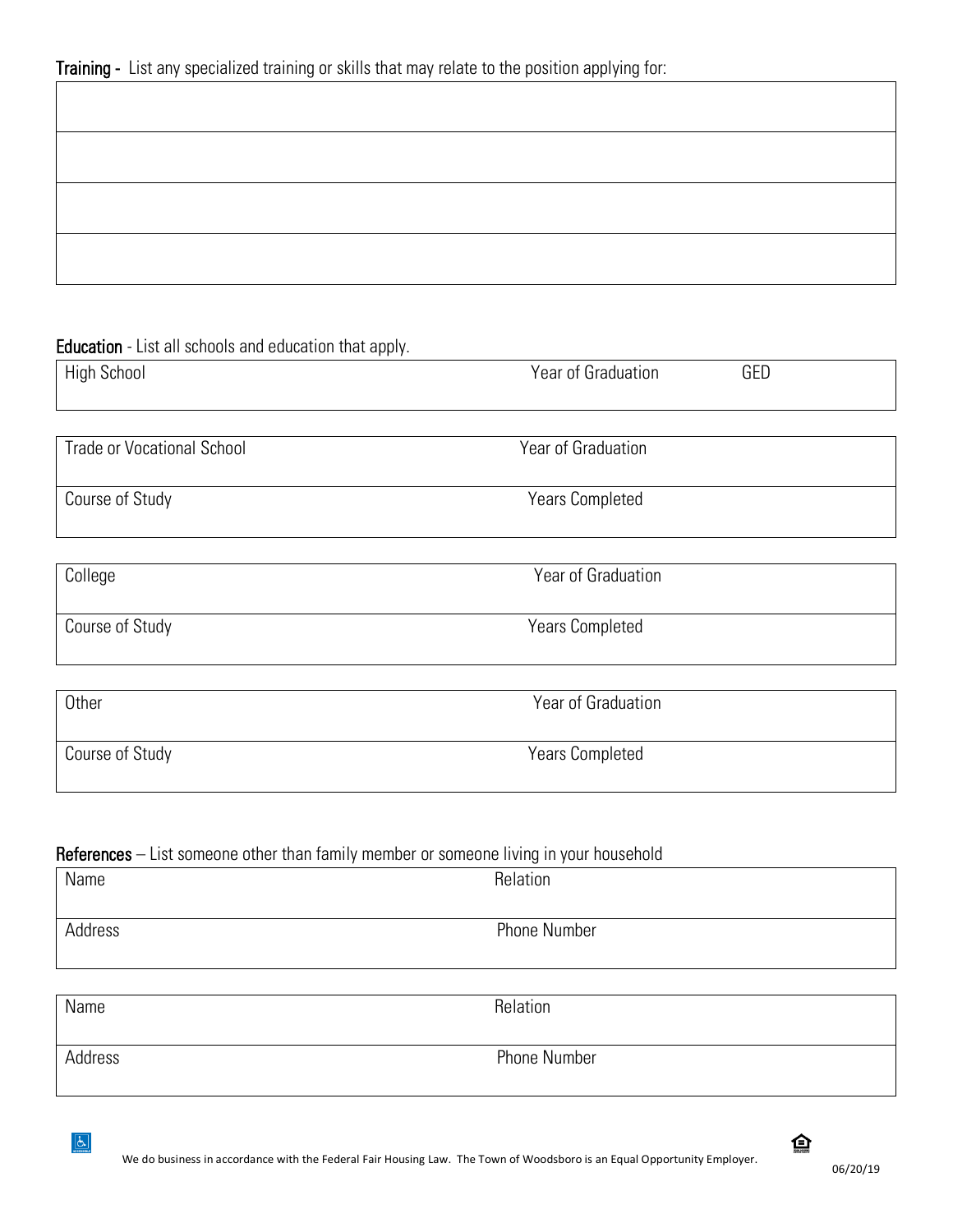**Training -** List any specialized training or skills that may relate to the position applying for:

| |
|---|
| |
| |
| |
| |

**Education** - List all schools and education that apply.

| High School | Year of Graduation | GED |
|---|---|---|

| Trade or Vocational School | Year of Graduation |
|---|---|
| Course of Study | Years Completed |

| College | Year of Graduation |
|---|---|
| Course of Study | Years Completed |

| Other | Year of Graduation |
|---|---|
| Course of Study | Years Completed |

**References** – List someone other than family member or someone living in your household

| Name | Relation |
|---|---|
| Address | Phone Number |

| Name | Relation |
|---|---|
| Address | Phone Number |

We do business in accordance with the Federal Fair Housing Law. The Town of Woodsboro is an Equal Opportunity Employer.

06/20/19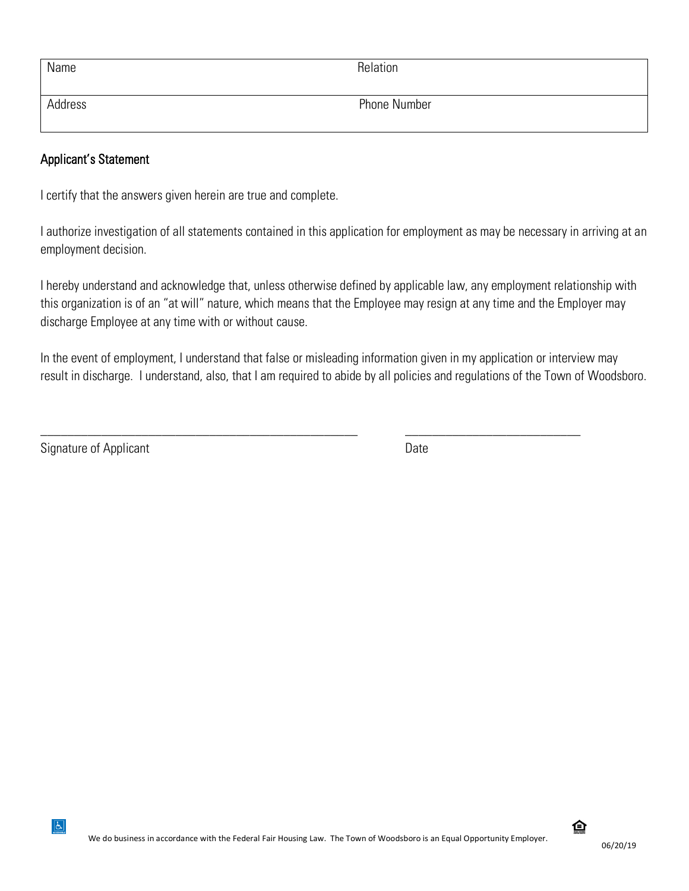| | |
|---|---|
| Name | Relation |
| Address | Phone Number |

## Applicant's Statement

I certify that the answers given herein are true and complete.

I authorize investigation of all statements contained in this application for employment as may be necessary in arriving at an employment decision.

I hereby understand and acknowledge that, unless otherwise defined by applicable law, any employment relationship with this organization is of an "at will" nature, which means that the Employee may resign at any time and the Employer may discharge Employee at any time with or without cause.

In the event of employment, I understand that false or misleading information given in my application or interview may result in discharge. I understand, also, that I am required to abide by all policies and regulations of the Town of Woodsboro.

\_\_\_\_\_\_\_\_\_\_\_\_\_\_\_\_\_\_\_\_\_\_\_\_\_\_\_\_\_\_\_\_\_\_\_\_\_\_\_\_ \_\_\_\_\_\_\_\_\_\_\_\_\_\_\_\_\_\_\_\_\_\_\_\_\_\_\_

Signature of Applicant Date

We do business in accordance with the Federal Fair Housing Law. The Town of Woodsboro is an Equal Opportunity Employer.

06/20/19